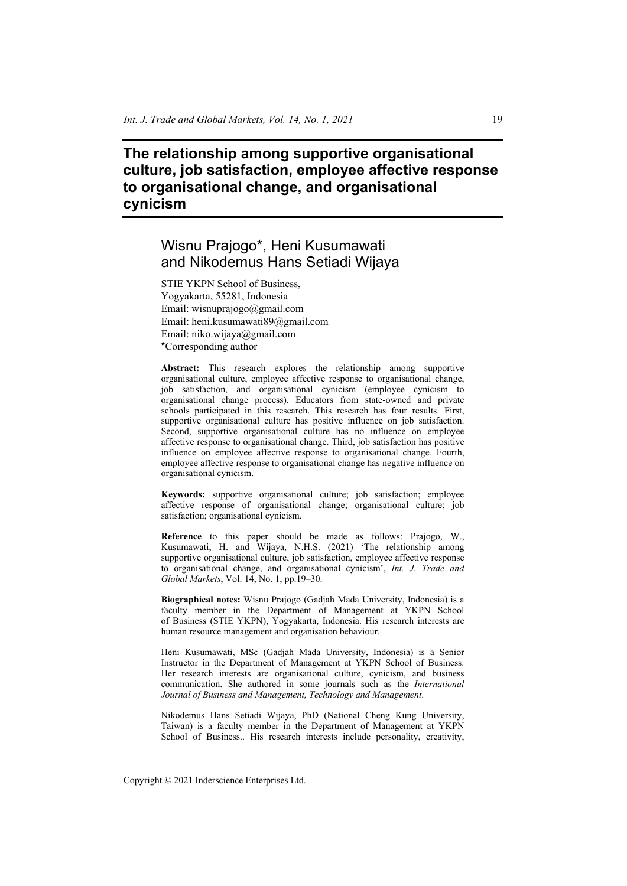# The relationship among supportive organisational culture, job satisfaction, employee affective response to organisational change, and organisational cynicism

## Wisnu Prajogo*, Heni Kusumawati and Nikodemus Hans Setiadi Wijaya

STIE YKPN School of Business,
Yogyakarta, 55281, Indonesia
Email: wisnuprajogo@gmail.com
Email: heni.kusumawati89@gmail.com
Email: niko.wijaya@gmail.com
*Corresponding author

**Abstract:** This research explores the relationship among supportive organisational culture, employee affective response to organisational change, job satisfaction, and organisational cynicism (employee cynicism to organisational change process). Educators from state-owned and private schools participated in this research. This research has four results. First, supportive organisational culture has positive influence on job satisfaction. Second, supportive organisational culture has no influence on employee affective response to organisational change. Third, job satisfaction has positive influence on employee affective response to organisational change. Fourth, employee affective response to organisational change has negative influence on organisational cynicism.

**Keywords:** supportive organisational culture; job satisfaction; employee affective response of organisational change; organisational culture; job satisfaction; organisational cynicism.

**Reference** to this paper should be made as follows: Prajogo, W., Kusumawati, H. and Wijaya, N.H.S. (2021) 'The relationship among supportive organisational culture, job satisfaction, employee affective response to organisational change, and organisational cynicism', *Int. J. Trade and Global Markets*, Vol. 14, No. 1, pp.19–30.

**Biographical notes:** Wisnu Prajogo (Gadjah Mada University, Indonesia) is a faculty member in the Department of Management at YKPN School of Business (STIE YKPN), Yogyakarta, Indonesia. His research interests are human resource management and organisation behaviour.

Heni Kusumawati, MSc (Gadjah Mada University, Indonesia) is a Senior Instructor in the Department of Management at YKPN School of Business. Her research interests are organisational culture, cynicism, and business communication. She authored in some journals such as the *International Journal of Business and Management, Technology and Management*.

Nikodemus Hans Setiadi Wijaya, PhD (National Cheng Kung University, Taiwan) is a faculty member in the Department of Management at YKPN School of Business.. His research interests include personality, creativity,

Copyright © 2021 Inderscience Enterprises Ltd.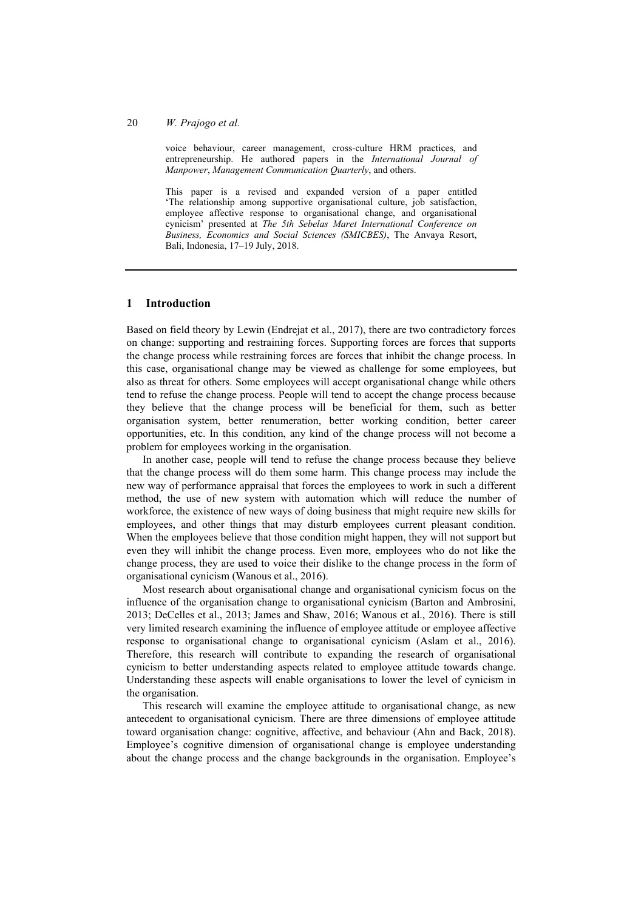voice behaviour, career management, cross-culture HRM practices, and entrepreneurship. He authored papers in the *International Journal of Manpower*, *Management Communication Quarterly*, and others.

This paper is a revised and expanded version of a paper entitled 'The relationship among supportive organisational culture, job satisfaction, employee affective response to organisational change, and organisational cynicism' presented at *The 5th Sebelas Maret International Conference on Business, Economics and Social Sciences (SMICBES)*, The Anvaya Resort, Bali, Indonesia, 17–19 July, 2018.

## 1 Introduction

Based on field theory by Lewin (Endrejat et al., 2017), there are two contradictory forces on change: supporting and restraining forces. Supporting forces are forces that supports the change process while restraining forces are forces that inhibit the change process. In this case, organisational change may be viewed as challenge for some employees, but also as threat for others. Some employees will accept organisational change while others tend to refuse the change process. People will tend to accept the change process because they believe that the change process will be beneficial for them, such as better organisation system, better renumeration, better working condition, better career opportunities, etc. In this condition, any kind of the change process will not become a problem for employees working in the organisation.

In another case, people will tend to refuse the change process because they believe that the change process will do them some harm. This change process may include the new way of performance appraisal that forces the employees to work in such a different method, the use of new system with automation which will reduce the number of workforce, the existence of new ways of doing business that might require new skills for employees, and other things that may disturb employees current pleasant condition. When the employees believe that those condition might happen, they will not support but even they will inhibit the change process. Even more, employees who do not like the change process, they are used to voice their dislike to the change process in the form of organisational cynicism (Wanous et al., 2016).

Most research about organisational change and organisational cynicism focus on the influence of the organisation change to organisational cynicism (Barton and Ambrosini, 2013; DeCelles et al., 2013; James and Shaw, 2016; Wanous et al., 2016). There is still very limited research examining the influence of employee attitude or employee affective response to organisational change to organisational cynicism (Aslam et al., 2016). Therefore, this research will contribute to expanding the research of organisational cynicism to better understanding aspects related to employee attitude towards change. Understanding these aspects will enable organisations to lower the level of cynicism in the organisation.

This research will examine the employee attitude to organisational change, as new antecedent to organisational cynicism. There are three dimensions of employee attitude toward organisation change: cognitive, affective, and behaviour (Ahn and Back, 2018). Employee's cognitive dimension of organisational change is employee understanding about the change process and the change backgrounds in the organisation. Employee's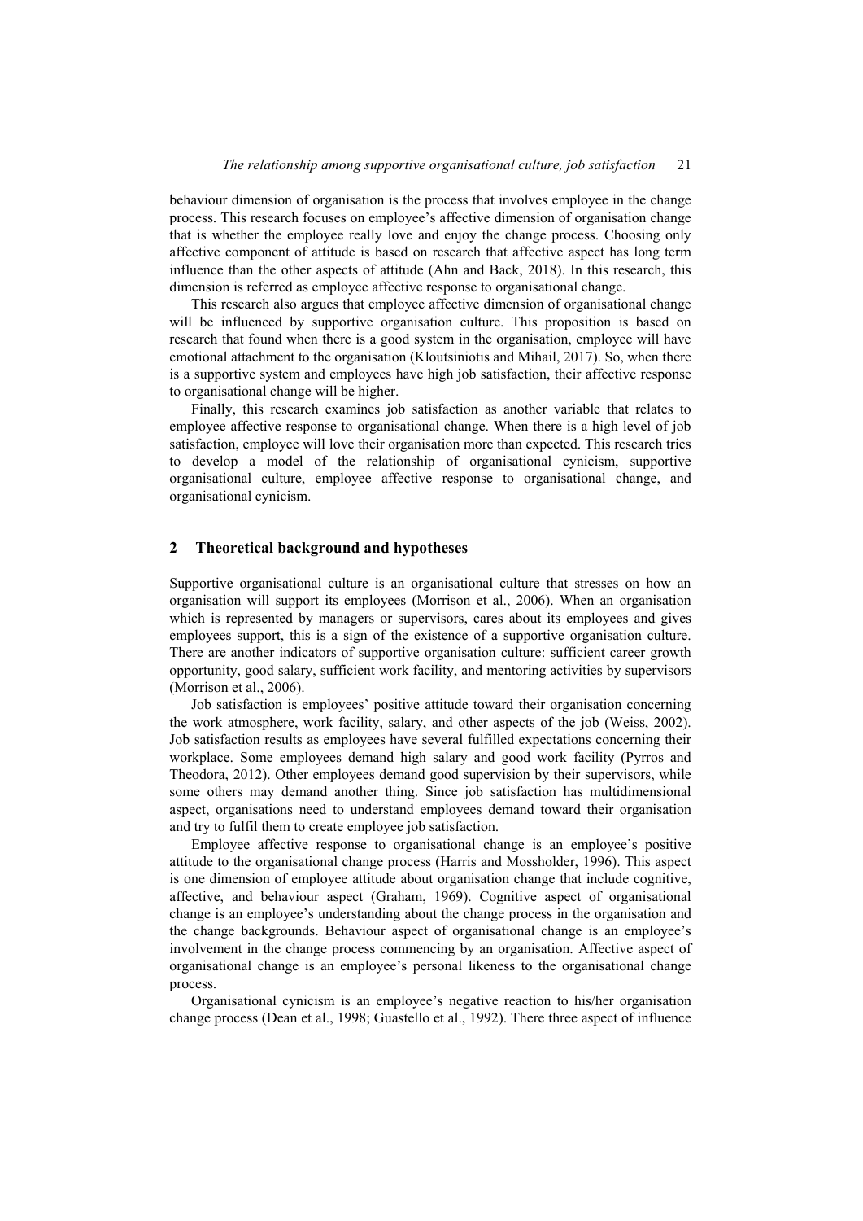behaviour dimension of organisation is the process that involves employee in the change process. This research focuses on employee's affective dimension of organisation change that is whether the employee really love and enjoy the change process. Choosing only affective component of attitude is based on research that affective aspect has long term influence than the other aspects of attitude (Ahn and Back, 2018). In this research, this dimension is referred as employee affective response to organisational change.

This research also argues that employee affective dimension of organisational change will be influenced by supportive organisation culture. This proposition is based on research that found when there is a good system in the organisation, employee will have emotional attachment to the organisation (Kloutsiniotis and Mihail, 2017). So, when there is a supportive system and employees have high job satisfaction, their affective response to organisational change will be higher.

Finally, this research examines job satisfaction as another variable that relates to employee affective response to organisational change. When there is a high level of job satisfaction, employee will love their organisation more than expected. This research tries to develop a model of the relationship of organisational cynicism, supportive organisational culture, employee affective response to organisational change, and organisational cynicism.

## 2 Theoretical background and hypotheses

Supportive organisational culture is an organisational culture that stresses on how an organisation will support its employees (Morrison et al., 2006). When an organisation which is represented by managers or supervisors, cares about its employees and gives employees support, this is a sign of the existence of a supportive organisation culture. There are another indicators of supportive organisation culture: sufficient career growth opportunity, good salary, sufficient work facility, and mentoring activities by supervisors (Morrison et al., 2006).

Job satisfaction is employees' positive attitude toward their organisation concerning the work atmosphere, work facility, salary, and other aspects of the job (Weiss, 2002). Job satisfaction results as employees have several fulfilled expectations concerning their workplace. Some employees demand high salary and good work facility (Pyrros and Theodora, 2012). Other employees demand good supervision by their supervisors, while some others may demand another thing. Since job satisfaction has multidimensional aspect, organisations need to understand employees demand toward their organisation and try to fulfil them to create employee job satisfaction.

Employee affective response to organisational change is an employee's positive attitude to the organisational change process (Harris and Mossholder, 1996). This aspect is one dimension of employee attitude about organisation change that include cognitive, affective, and behaviour aspect (Graham, 1969). Cognitive aspect of organisational change is an employee's understanding about the change process in the organisation and the change backgrounds. Behaviour aspect of organisational change is an employee's involvement in the change process commencing by an organisation. Affective aspect of organisational change is an employee's personal likeness to the organisational change process.

Organisational cynicism is an employee's negative reaction to his/her organisation change process (Dean et al., 1998; Guastello et al., 1992). There three aspect of influence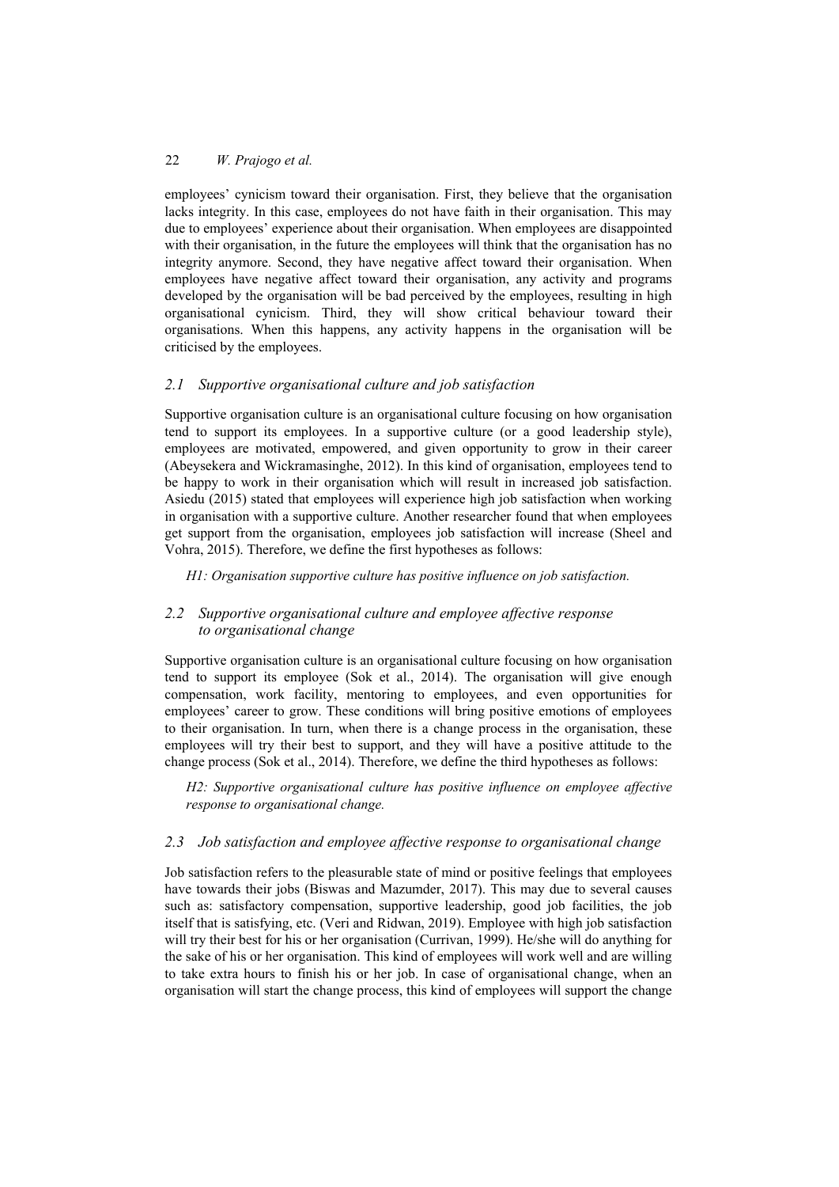employees' cynicism toward their organisation. First, they believe that the organisation lacks integrity. In this case, employees do not have faith in their organisation. This may due to employees' experience about their organisation. When employees are disappointed with their organisation, in the future the employees will think that the organisation has no integrity anymore. Second, they have negative affect toward their organisation. When employees have negative affect toward their organisation, any activity and programs developed by the organisation will be bad perceived by the employees, resulting in high organisational cynicism. Third, they will show critical behaviour toward their organisations. When this happens, any activity happens in the organisation will be criticised by the employees.

### 2.1 Supportive organisational culture and job satisfaction

Supportive organisation culture is an organisational culture focusing on how organisation tend to support its employees. In a supportive culture (or a good leadership style), employees are motivated, empowered, and given opportunity to grow in their career (Abeysekera and Wickramasinghe, 2012). In this kind of organisation, employees tend to be happy to work in their organisation which will result in increased job satisfaction. Asiedu (2015) stated that employees will experience high job satisfaction when working in organisation with a supportive culture. Another researcher found that when employees get support from the organisation, employees job satisfaction will increase (Sheel and Vohra, 2015). Therefore, we define the first hypotheses as follows:

*H1: Organisation supportive culture has positive influence on job satisfaction.*

### 2.2 Supportive organisational culture and employee affective response to organisational change

Supportive organisation culture is an organisational culture focusing on how organisation tend to support its employee (Sok et al., 2014). The organisation will give enough compensation, work facility, mentoring to employees, and even opportunities for employees' career to grow. These conditions will bring positive emotions of employees to their organisation. In turn, when there is a change process in the organisation, these employees will try their best to support, and they will have a positive attitude to the change process (Sok et al., 2014). Therefore, we define the third hypotheses as follows:

*H2: Supportive organisational culture has positive influence on employee affective response to organisational change.*

### 2.3 Job satisfaction and employee affective response to organisational change

Job satisfaction refers to the pleasurable state of mind or positive feelings that employees have towards their jobs (Biswas and Mazumder, 2017). This may due to several causes such as: satisfactory compensation, supportive leadership, good job facilities, the job itself that is satisfying, etc. (Veri and Ridwan, 2019). Employee with high job satisfaction will try their best for his or her organisation (Currivan, 1999). He/she will do anything for the sake of his or her organisation. This kind of employees will work well and are willing to take extra hours to finish his or her job. In case of organisational change, when an organisation will start the change process, this kind of employees will support the change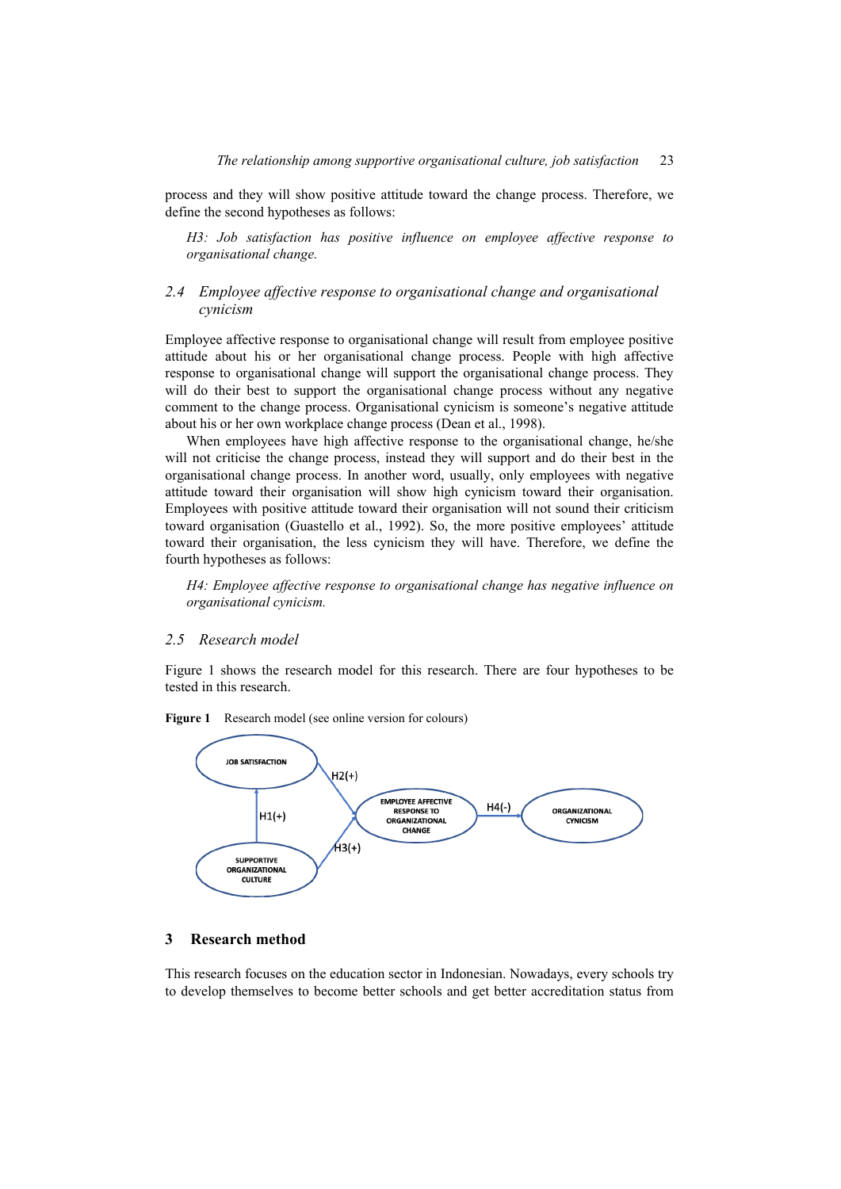process and they will show positive attitude toward the change process. Therefore, we define the second hypotheses as follows:

> *H3: Job satisfaction has positive influence on employee affective response to organisational change.*

### 2.4 Employee affective response to organisational change and organisational cynicism

Employee affective response to organisational change will result from employee positive attitude about his or her organisational change process. People with high affective response to organisational change will support the organisational change process. They will do their best to support the organisational change process without any negative comment to the change process. Organisational cynicism is someone's negative attitude about his or her own workplace change process (Dean et al., 1998).

When employees have high affective response to the organisational change, he/she will not criticise the change process, instead they will support and do their best in the organisational change process. In another word, usually, only employees with negative attitude toward their organisation will show high cynicism toward their organisation. Employees with positive attitude toward their organisation will not sound their criticism toward organisation (Guastello et al., 1992). So, the more positive employees' attitude toward their organisation, the less cynicism they will have. Therefore, we define the fourth hypotheses as follows:

> *H4: Employee affective response to organisational change has negative influence on organisational cynicism.*

### 2.5 Research model

Figure 1 shows the research model for this research. There are four hypotheses to be tested in this research.

**Figure 1** Research model (see online version for colours)

## 3 Research method

This research focuses on the education sector in Indonesian. Nowadays, every schools try to develop themselves to become better schools and get better accreditation status from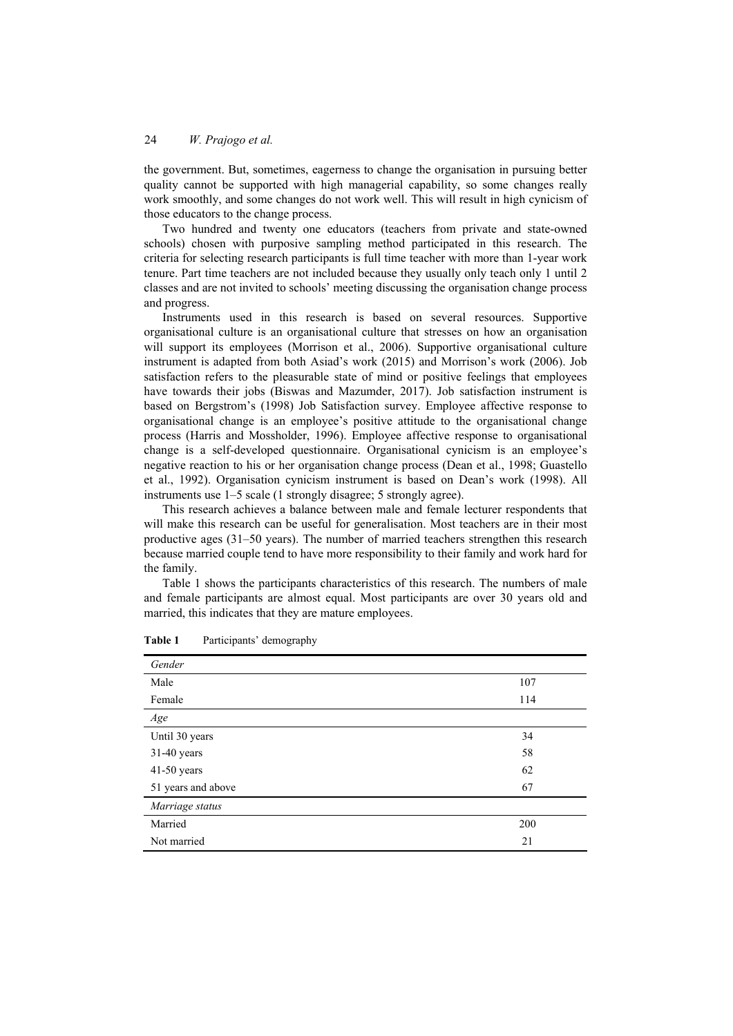the government. But, sometimes, eagerness to change the organisation in pursuing better quality cannot be supported with high managerial capability, so some changes really work smoothly, and some changes do not work well. This will result in high cynicism of those educators to the change process.

Two hundred and twenty one educators (teachers from private and state-owned schools) chosen with purposive sampling method participated in this research. The criteria for selecting research participants is full time teacher with more than 1-year work tenure. Part time teachers are not included because they usually only teach only 1 until 2 classes and are not invited to schools' meeting discussing the organisation change process and progress.

Instruments used in this research is based on several resources. Supportive organisational culture is an organisational culture that stresses on how an organisation will support its employees (Morrison et al., 2006). Supportive organisational culture instrument is adapted from both Asiad's work (2015) and Morrison's work (2006). Job satisfaction refers to the pleasurable state of mind or positive feelings that employees have towards their jobs (Biswas and Mazumder, 2017). Job satisfaction instrument is based on Bergstrom's (1998) Job Satisfaction survey. Employee affective response to organisational change is an employee's positive attitude to the organisational change process (Harris and Mossholder, 1996). Employee affective response to organisational change is a self-developed questionnaire. Organisational cynicism is an employee's negative reaction to his or her organisation change process (Dean et al., 1998; Guastello et al., 1992). Organisation cynicism instrument is based on Dean's work (1998). All instruments use 1–5 scale (1 strongly disagree; 5 strongly agree).

This research achieves a balance between male and female lecturer respondents that will make this research can be useful for generalisation. Most teachers are in their most productive ages (31–50 years). The number of married teachers strengthen this research because married couple tend to have more responsibility to their family and work hard for the family.

Table 1 shows the participants characteristics of this research. The numbers of male and female participants are almost equal. Most participants are over 30 years old and married, this indicates that they are mature employees.

**Table 1** Participants' demography

| *Gender* | |
|---|---|
| Male | 107 |
| Female | 114 |
| *Age* | |
| Until 30 years | 34 |
| 31-40 years | 58 |
| 41-50 years | 62 |
| 51 years and above | 67 |
| *Marriage status* | |
| Married | 200 |
| Not married | 21 |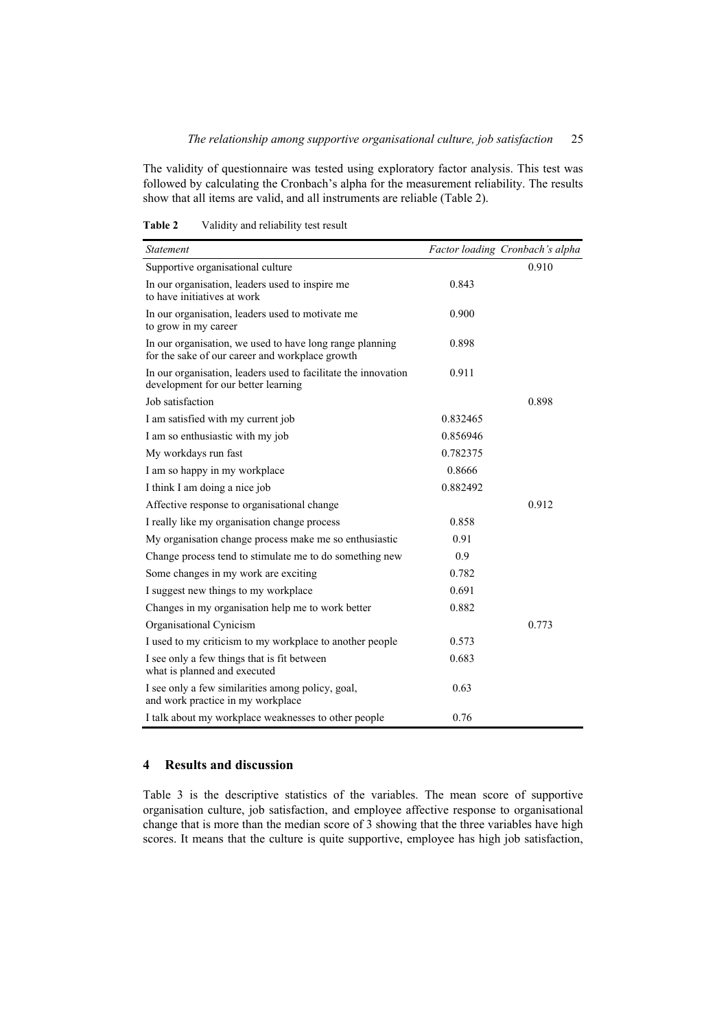The validity of questionnaire was tested using exploratory factor analysis. This test was followed by calculating the Cronbach's alpha for the measurement reliability. The results show that all items are valid, and all instruments are reliable (Table 2).

**Table 2** Validity and reliability test result

| *Statement* | *Factor loading* | *Cronbach's alpha* |
|---|---|---|
| Supportive organisational culture | | 0.910 |
| In our organisation, leaders used to inspire me to have initiatives at work | 0.843 | |
| In our organisation, leaders used to motivate me to grow in my career | 0.900 | |
| In our organisation, we used to have long range planning for the sake of our career and workplace growth | 0.898 | |
| In our organisation, leaders used to facilitate the innovation development for our better learning | 0.911 | |
| Job satisfaction | | 0.898 |
| I am satisfied with my current job | 0.832465 | |
| I am so enthusiastic with my job | 0.856946 | |
| My workdays run fast | 0.782375 | |
| I am so happy in my workplace | 0.8666 | |
| I think I am doing a nice job | 0.882492 | |
| Affective response to organisational change | | 0.912 |
| I really like my organisation change process | 0.858 | |
| My organisation change process make me so enthusiastic | 0.91 | |
| Change process tend to stimulate me to do something new | 0.9 | |
| Some changes in my work are exciting | 0.782 | |
| I suggest new things to my workplace | 0.691 | |
| Changes in my organisation help me to work better | 0.882 | |
| Organisational Cynicism | | 0.773 |
| I used to my criticism to my workplace to another people | 0.573 | |
| I see only a few things that is fit between what is planned and executed | 0.683 | |
| I see only a few similarities among policy, goal, and work practice in my workplace | 0.63 | |
| I talk about my workplace weaknesses to other people | 0.76 | |

## 4 Results and discussion

Table 3 is the descriptive statistics of the variables. The mean score of supportive organisation culture, job satisfaction, and employee affective response to organisational change that is more than the median score of 3 showing that the three variables have high scores. It means that the culture is quite supportive, employee has high job satisfaction,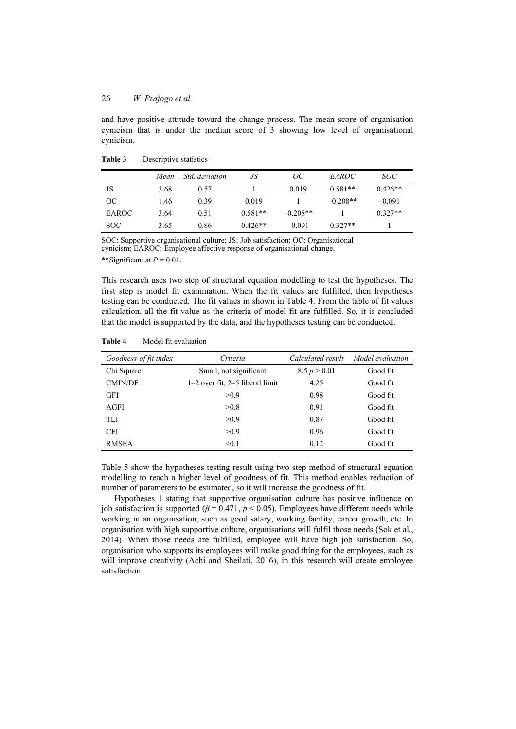and have positive attitude toward the change process. The mean score of organisation cynicism that is under the median score of 3 showing low level of organisational cynicism.

**Table 3** Descriptive statistics

| | *Mean* | *Std. deviation* | *JS* | *OC* | *EAROC* | *SOC* |
|---|---|---|---|---|---|---|
| JS | 3.68 | 0.57 | 1 | 0.019 | 0.581** | 0.426** |
| OC | 1.46 | 0.39 | 0.019 | 1 | –0.208** | –0.091 |
| EAROC | 3.64 | 0.51 | 0.581** | –0.208** | 1 | 0.327** |
| SOC | 3.65 | 0.86 | 0.426** | –0.091 | 0.327** | 1 |

SOC: Supportive organisational culture; JS: Job satisfaction; OC: Organisational cynicism; EAROC: Employee affective response of organisational change.

**Significant at $P = 0.01$.

This research uses two step of structural equation modelling to test the hypotheses. The first step is model fit examination. When the fit values are fulfilled, then hypotheses testing can be conducted. The fit values in shown in Table 4. From the table of fit values calculation, all the fit value as the criteria of model fit are fulfilled. So, it is concluded that the model is supported by the data, and the hypotheses testing can be conducted.

**Table 4** Model fit evaluation

| *Goodness-of fit index* | *Criteria* | *Calculated result* | *Model evaluation* |
|---|---|---|---|
| Chi Square | Small, not significant | 8.5 $p > 0.01$ | Good fit |
| CMIN/DF | 1–2 over fit, 2–5 liberal limit | 4.25 | Good fit |
| GFI | >0.9 | 0.98 | Good fit |
| AGFI | >0.8 | 0.91 | Good fit |
| TLI | >0.9 | 0.87 | Good fit |
| CFI | >0.9 | 0.96 | Good fit |
| RMSEA | <0.1 | 0.12 | Good fit |

Table 5 show the hypotheses testing result using two step method of structural equation modelling to reach a higher level of goodness of fit. This method enables reduction of number of parameters to be estimated, so it will increase the goodness of fit.

Hypotheses 1 stating that supportive organisation culture has positive influence on job satisfaction is supported ($\beta = 0.471$, $p < 0.05$). Employees have different needs while working in an organisation, such as good salary, working facility, career growth, etc. In organisation with high supportive culture, organisations will fulfil those needs (Sok et al., 2014). When those needs are fulfilled, employee will have high job satisfaction. So, organisation who supports its employees will make good thing for the employees, such as will improve creativity (Achi and Sheilati, 2016), in this research will create employee satisfaction.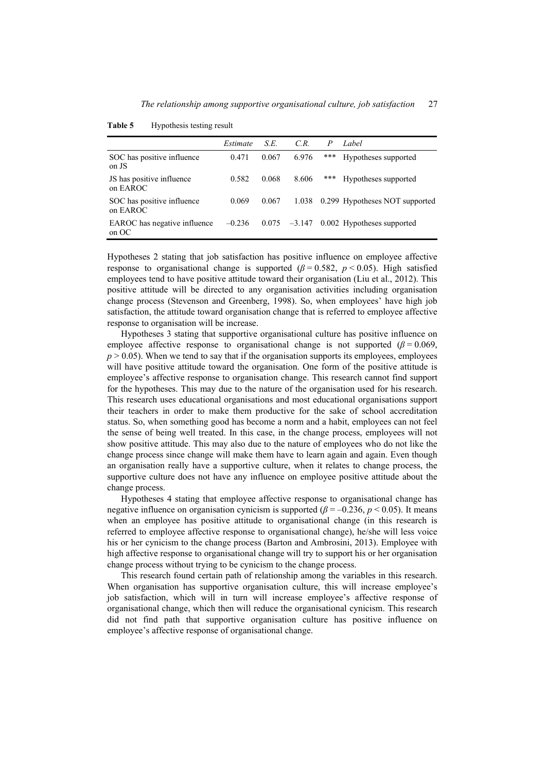**Table 5** Hypothesis testing result

| | *Estimate* | *S.E.* | *C.R.* | *P* | *Label* |
|---|---|---|---|---|---|
| SOC has positive influence on JS | 0.471 | 0.067 | 6.976 | *** | Hypotheses supported |
| JS has positive influence on EAROC | 0.582 | 0.068 | 8.606 | *** | Hypotheses supported |
| SOC has positive influence on EAROC | 0.069 | 0.067 | 1.038 | 0.299 | Hypotheses NOT supported |
| EAROC has negative influence on OC | –0.236 | 0.075 | –3.147 | 0.002 | Hypotheses supported |

Hypotheses 2 stating that job satisfaction has positive influence on employee affective response to organisational change is supported ($\beta = 0.582$, $p < 0.05$). High satisfied employees tend to have positive attitude toward their organisation (Liu et al., 2012). This positive attitude will be directed to any organisation activities including organisation change process (Stevenson and Greenberg, 1998). So, when employees' have high job satisfaction, the attitude toward organisation change that is referred to employee affective response to organisation will be increase.

Hypotheses 3 stating that supportive organisational culture has positive influence on employee affective response to organisational change is not supported ($\beta = 0.069$, $p > 0.05$). When we tend to say that if the organisation supports its employees, employees will have positive attitude toward the organisation. One form of the positive attitude is employee's affective response to organisation change. This research cannot find support for the hypotheses. This may due to the nature of the organisation used for his research. This research uses educational organisations and most educational organisations support their teachers in order to make them productive for the sake of school accreditation status. So, when something good has become a norm and a habit, employees can not feel the sense of being well treated. In this case, in the change process, employees will not show positive attitude. This may also due to the nature of employees who do not like the change process since change will make them have to learn again and again. Even though an organisation really have a supportive culture, when it relates to change process, the supportive culture does not have any influence on employee positive attitude about the change process.

Hypotheses 4 stating that employee affective response to organisational change has negative influence on organisation cynicism is supported ($\beta = -0.236$, $p < 0.05$). It means when an employee has positive attitude to organisational change (in this research is referred to employee affective response to organisational change), he/she will less voice his or her cynicism to the change process (Barton and Ambrosini, 2013). Employee with high affective response to organisational change will try to support his or her organisation change process without trying to be cynicism to the change process.

This research found certain path of relationship among the variables in this research. When organisation has supportive organisation culture, this will increase employee's job satisfaction, which will in turn will increase employee's affective response of organisational change, which then will reduce the organisational cynicism. This research did not find path that supportive organisation culture has positive influence on employee's affective response of organisational change.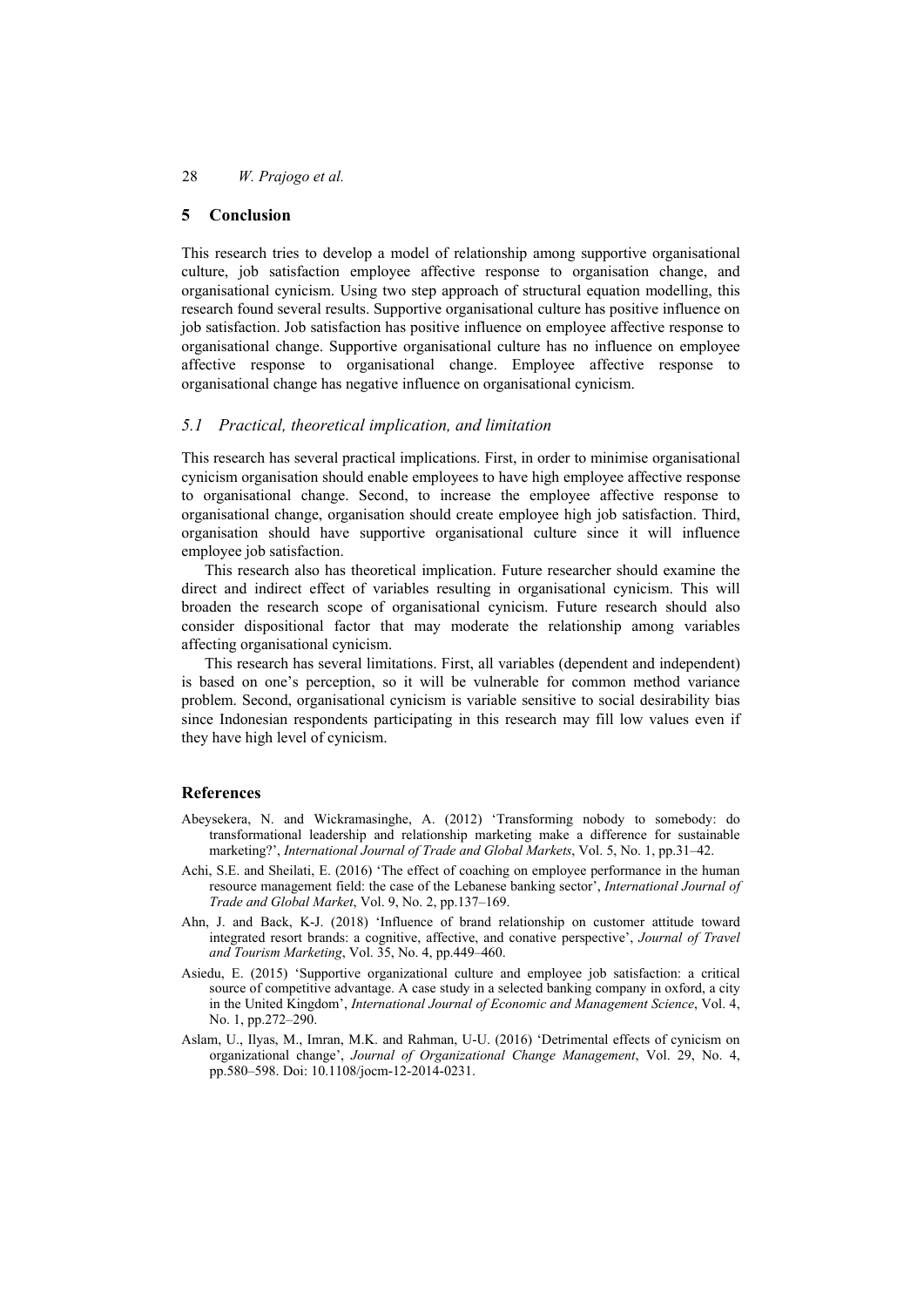## 5 Conclusion

This research tries to develop a model of relationship among supportive organisational culture, job satisfaction employee affective response to organisation change, and organisational cynicism. Using two step approach of structural equation modelling, this research found several results. Supportive organisational culture has positive influence on job satisfaction. Job satisfaction has positive influence on employee affective response to organisational change. Supportive organisational culture has no influence on employee affective response to organisational change. Employee affective response to organisational change has negative influence on organisational cynicism.

### *5.1 Practical, theoretical implication, and limitation*

This research has several practical implications. First, in order to minimise organisational cynicism organisation should enable employees to have high employee affective response to organisational change. Second, to increase the employee affective response to organisational change, organisation should create employee high job satisfaction. Third, organisation should have supportive organisational culture since it will influence employee job satisfaction.

This research also has theoretical implication. Future researcher should examine the direct and indirect effect of variables resulting in organisational cynicism. This will broaden the research scope of organisational cynicism. Future research should also consider dispositional factor that may moderate the relationship among variables affecting organisational cynicism.

This research has several limitations. First, all variables (dependent and independent) is based on one's perception, so it will be vulnerable for common method variance problem. Second, organisational cynicism is variable sensitive to social desirability bias since Indonesian respondents participating in this research may fill low values even if they have high level of cynicism.

## References

Abeysekera, N. and Wickramasinghe, A. (2012) 'Transforming nobody to somebody: do transformational leadership and relationship marketing make a difference for sustainable marketing?', *International Journal of Trade and Global Markets*, Vol. 5, No. 1, pp.31–42.

Achi, S.E. and Sheilati, E. (2016) 'The effect of coaching on employee performance in the human resource management field: the case of the Lebanese banking sector', *International Journal of Trade and Global Market*, Vol. 9, No. 2, pp.137–169.

Ahn, J. and Back, K-J. (2018) 'Influence of brand relationship on customer attitude toward integrated resort brands: a cognitive, affective, and conative perspective', *Journal of Travel and Tourism Marketing*, Vol. 35, No. 4, pp.449–460.

Asiedu, E. (2015) 'Supportive organizational culture and employee job satisfaction: a critical source of competitive advantage. A case study in a selected banking company in oxford, a city in the United Kingdom', *International Journal of Economic and Management Science*, Vol. 4, No. 1, pp.272–290.

Aslam, U., Ilyas, M., Imran, M.K. and Rahman, U-U. (2016) 'Detrimental effects of cynicism on organizational change', *Journal of Organizational Change Management*, Vol. 29, No. 4, pp.580–598. Doi: 10.1108/jocm-12-2014-0231.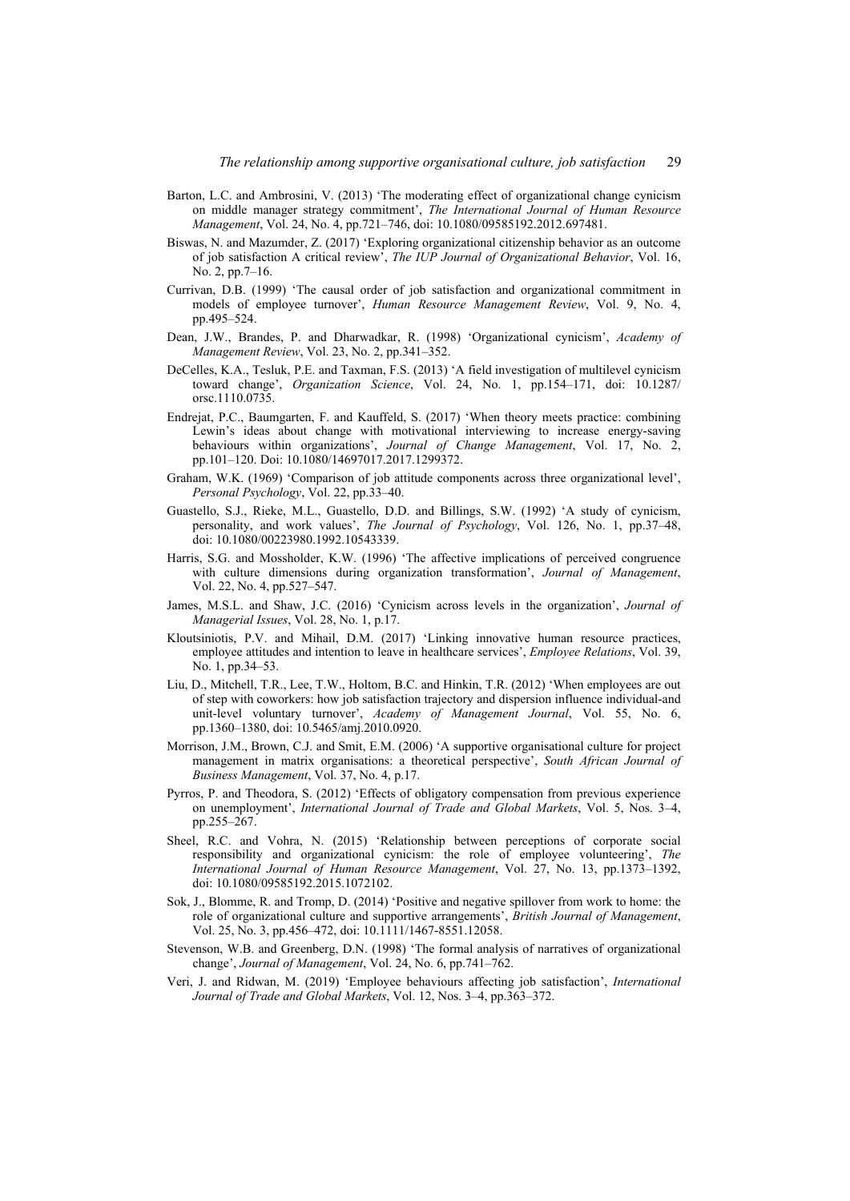Barton, L.C. and Ambrosini, V. (2013) 'The moderating effect of organizational change cynicism on middle manager strategy commitment', *The International Journal of Human Resource Management*, Vol. 24, No. 4, pp.721–746, doi: 10.1080/09585192.2012.697481.

Biswas, N. and Mazumder, Z. (2017) 'Exploring organizational citizenship behavior as an outcome of job satisfaction A critical review', *The IUP Journal of Organizational Behavior*, Vol. 16, No. 2, pp.7–16.

Currivan, D.B. (1999) 'The causal order of job satisfaction and organizational commitment in models of employee turnover', *Human Resource Management Review*, Vol. 9, No. 4, pp.495–524.

Dean, J.W., Brandes, P. and Dharwadkar, R. (1998) 'Organizational cynicism', *Academy of Management Review*, Vol. 23, No. 2, pp.341–352.

DeCelles, K.A., Tesluk, P.E. and Taxman, F.S. (2013) 'A field investigation of multilevel cynicism toward change', *Organization Science*, Vol. 24, No. 1, pp.154–171, doi: 10.1287/orsc.1110.0735.

Endrejat, P.C., Baumgarten, F. and Kauffeld, S. (2017) 'When theory meets practice: combining Lewin's ideas about change with motivational interviewing to increase energy-saving behaviours within organizations', *Journal of Change Management*, Vol. 17, No. 2, pp.101–120. Doi: 10.1080/14697017.2017.1299372.

Graham, W.K. (1969) 'Comparison of job attitude components across three organizational level', *Personal Psychology*, Vol. 22, pp.33–40.

Guastello, S.J., Rieke, M.L., Guastello, D.D. and Billings, S.W. (1992) 'A study of cynicism, personality, and work values', *The Journal of Psychology*, Vol. 126, No. 1, pp.37–48, doi: 10.1080/00223980.1992.10543339.

Harris, S.G. and Mossholder, K.W. (1996) 'The affective implications of perceived congruence with culture dimensions during organization transformation', *Journal of Management*, Vol. 22, No. 4, pp.527–547.

James, M.S.L. and Shaw, J.C. (2016) 'Cynicism across levels in the organization', *Journal of Managerial Issues*, Vol. 28, No. 1, p.17.

Kloutsiniotis, P.V. and Mihail, D.M. (2017) 'Linking innovative human resource practices, employee attitudes and intention to leave in healthcare services', *Employee Relations*, Vol. 39, No. 1, pp.34–53.

Liu, D., Mitchell, T.R., Lee, T.W., Holtom, B.C. and Hinkin, T.R. (2012) 'When employees are out of step with coworkers: how job satisfaction trajectory and dispersion influence individual-and unit-level voluntary turnover', *Academy of Management Journal*, Vol. 55, No. 6, pp.1360–1380, doi: 10.5465/amj.2010.0920.

Morrison, J.M., Brown, C.J. and Smit, E.M. (2006) 'A supportive organisational culture for project management in matrix organisations: a theoretical perspective', *South African Journal of Business Management*, Vol. 37, No. 4, p.17.

Pyrros, P. and Theodora, S. (2012) 'Effects of obligatory compensation from previous experience on unemployment', *International Journal of Trade and Global Markets*, Vol. 5, Nos. 3–4, pp.255–267.

Sheel, R.C. and Vohra, N. (2015) 'Relationship between perceptions of corporate social responsibility and organizational cynicism: the role of employee volunteering', *The International Journal of Human Resource Management*, Vol. 27, No. 13, pp.1373–1392, doi: 10.1080/09585192.2015.1072102.

Sok, J., Blomme, R. and Tromp, D. (2014) 'Positive and negative spillover from work to home: the role of organizational culture and supportive arrangements', *British Journal of Management*, Vol. 25, No. 3, pp.456–472, doi: 10.1111/1467-8551.12058.

Stevenson, W.B. and Greenberg, D.N. (1998) 'The formal analysis of narratives of organizational change', *Journal of Management*, Vol. 24, No. 6, pp.741–762.

Veri, J. and Ridwan, M. (2019) 'Employee behaviours affecting job satisfaction', *International Journal of Trade and Global Markets*, Vol. 12, Nos. 3–4, pp.363–372.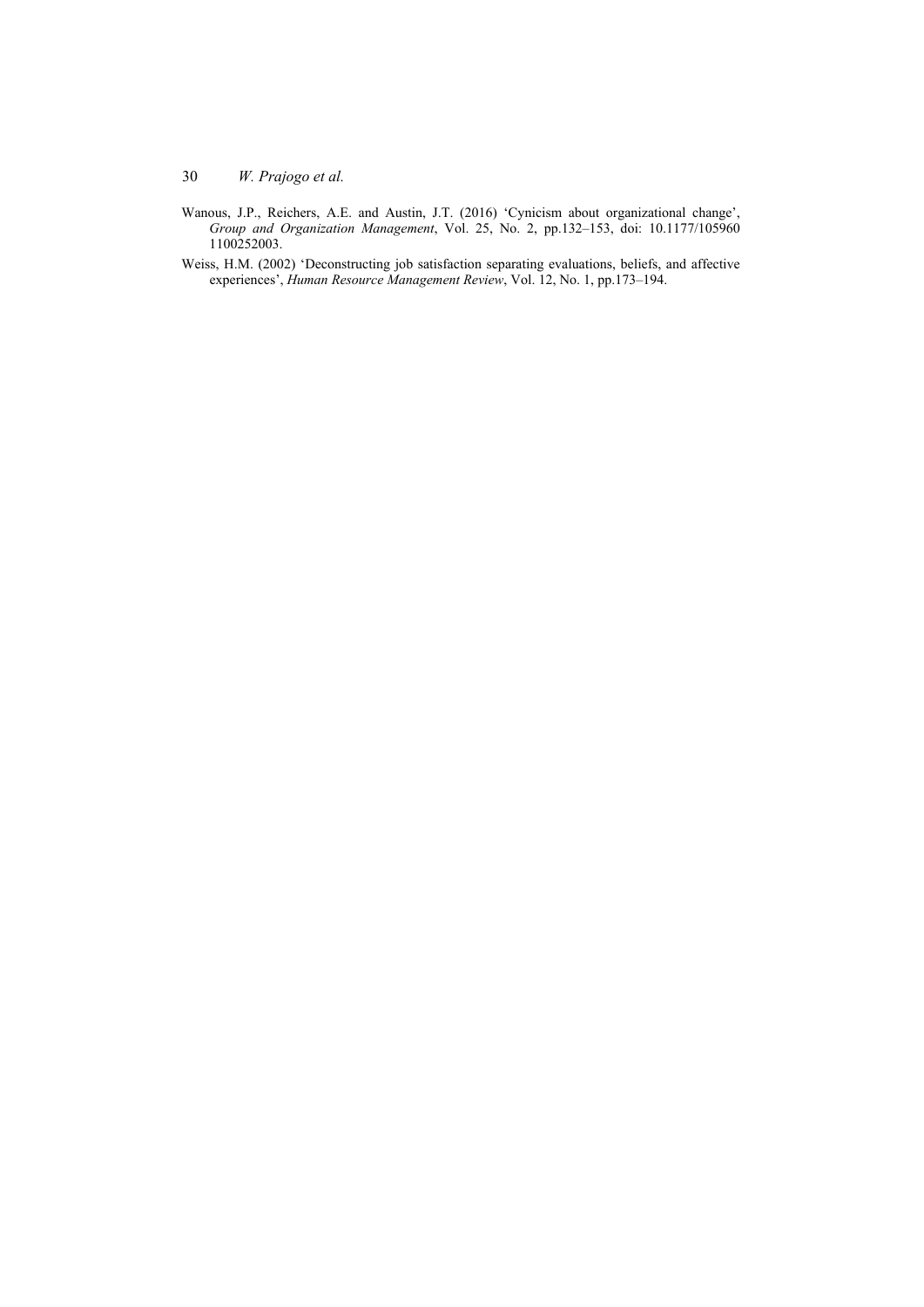Wanous, J.P., Reichers, A.E. and Austin, J.T. (2016) 'Cynicism about organizational change', *Group and Organization Management*, Vol. 25, No. 2, pp.132–153, doi: 10.1177/1059601100252003.

Weiss, H.M. (2002) 'Deconstructing job satisfaction separating evaluations, beliefs, and affective experiences', *Human Resource Management Review*, Vol. 12, No. 1, pp.173–194.